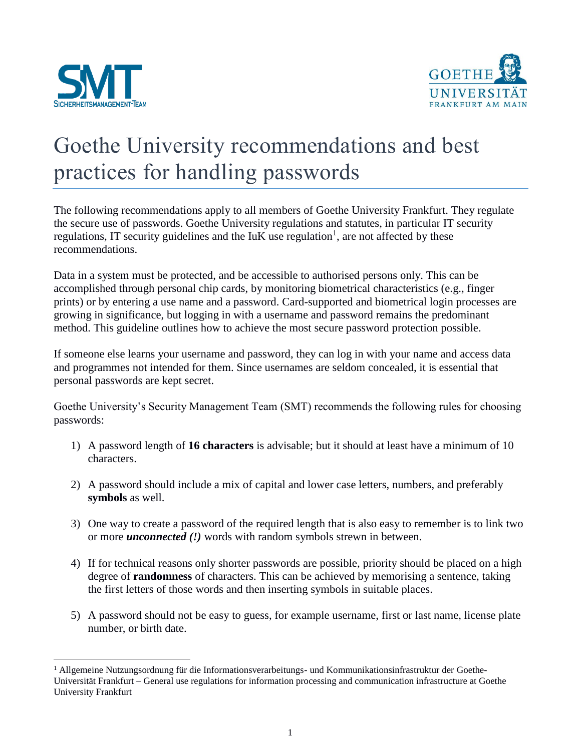# Goethe University recommendations and best practices for handling passwords

The following recommendations apply to all members of Goethe University Frankfurt. They regulate the secure use of passwords. Goethe University regulations and statutes, in particular IT security regulations, IT security guidelines and the IuK use regulation[1], are not affected by these recommendations.

Data in a system must be protected, and be accessible to authorised persons only. This can be accomplished through personal chip cards, by monitoring biometrical characteristics (e.g., finger prints) or by entering a use name and a password. Card-supported and biometrical login processes are growing in significance, but logging in with a username and password remains the predominant method. This guideline outlines how to achieve the most secure password protection possible.

If someone else learns your username and password, they can log in with your name and access data and programmes not intended for them. Since usernames are seldom concealed, it is essential that personal passwords are kept secret.

Goethe University's Security Management Team (SMT) recommends the following rules for choosing passwords:

1) A password length of **16 characters** is advisable; but it should at least have a minimum of 10 characters.

2) A password should include a mix of capital and lower case letters, numbers, and preferably **symbols** as well.

3) One way to create a password of the required length that is also easy to remember is to link two or more ***unconnected (!)*** words with random symbols strewn in between.

4) If for technical reasons only shorter passwords are possible, priority should be placed on a high degree of **randomness** of characters. This can be achieved by memorising a sentence, taking the first letters of those words and then inserting symbols in suitable places.

5) A password should not be easy to guess, for example username, first or last name, license plate number, or birth date.

---

[1] Allgemeine Nutzungsordnung für die Informationsverarbeitungs- und Kommunikationsinfrastruktur der Goethe-Universität Frankfurt – General use regulations for information processing and communication infrastructure at Goethe University Frankfurt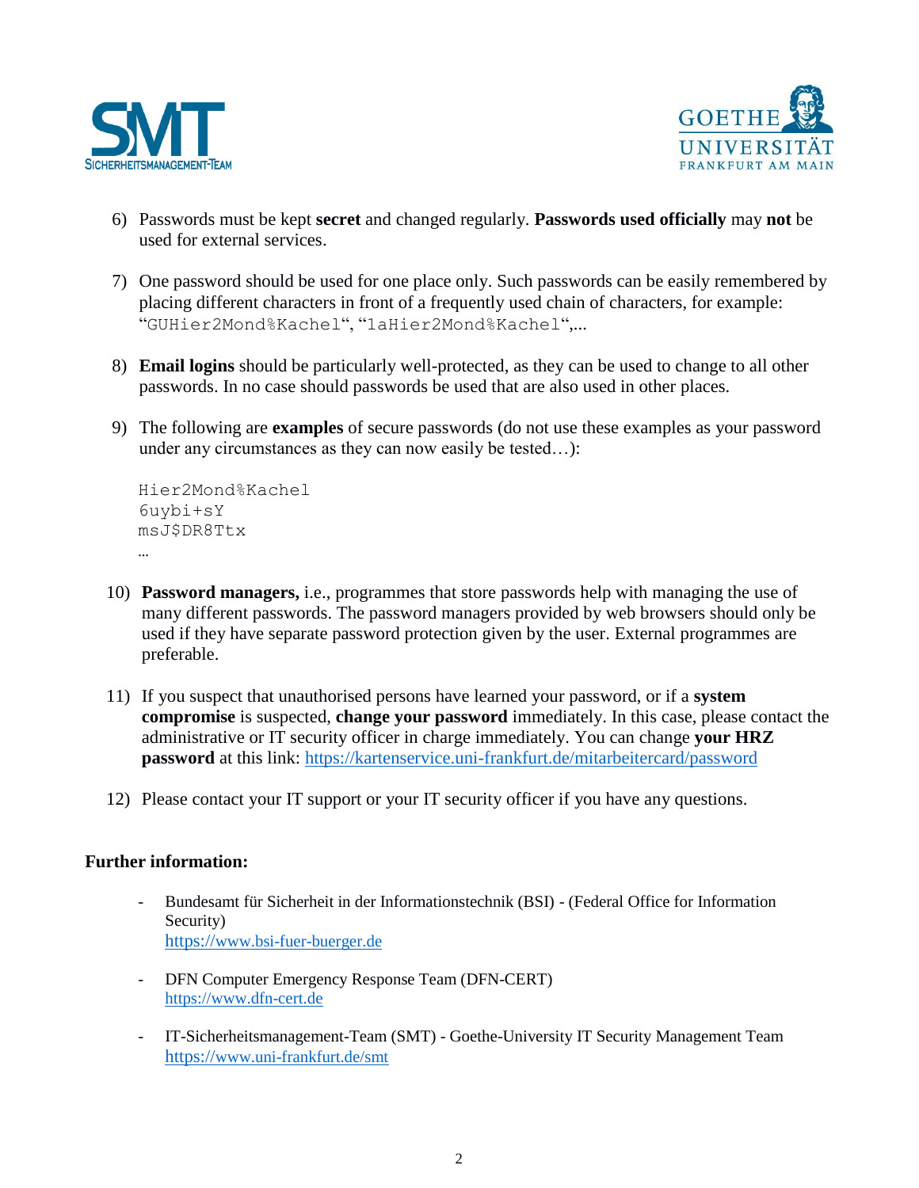6) Passwords must be kept **secret** and changed regularly. **Passwords used officially** may **not** be used for external services.

7) One password should be used for one place only. Such passwords can be easily remembered by placing different characters in front of a frequently used chain of characters, for example: "`GUHier2Mond%Kachel`", "`1aHier2Mond%Kachel`",...

8) **Email logins** should be particularly well-protected, as they can be used to change to all other passwords. In no case should passwords be used that are also used in other places.

9) The following are **examples** of secure passwords (do not use these examples as your password under any circumstances as they can now easily be tested…):

```
Hier2Mond%Kachel
6uybi+sY
msJ$DR8Ttx
```
…

10) **Password managers,** i.e., programmes that store passwords help with managing the use of many different passwords. The password managers provided by web browsers should only be used if they have separate password protection given by the user. External programmes are preferable.

11) If you suspect that unauthorised persons have learned your password, or if a **system compromise** is suspected, **change your password** immediately. In this case, please contact the administrative or IT security officer in charge immediately. You can change **your HRZ password** at this link: https://kartenservice.uni-frankfurt.de/mitarbeitercard/password

12) Please contact your IT support or your IT security officer if you have any questions.

**Further information:**

- Bundesamt für Sicherheit in der Informationstechnik (BSI) - (Federal Office for Information Security)
  https://www.bsi-fuer-buerger.de

- DFN Computer Emergency Response Team (DFN-CERT)
  https://www.dfn-cert.de

- IT-Sicherheitsmanagement-Team (SMT) - Goethe-University IT Security Management Team
  https://www.uni-frankfurt.de/smt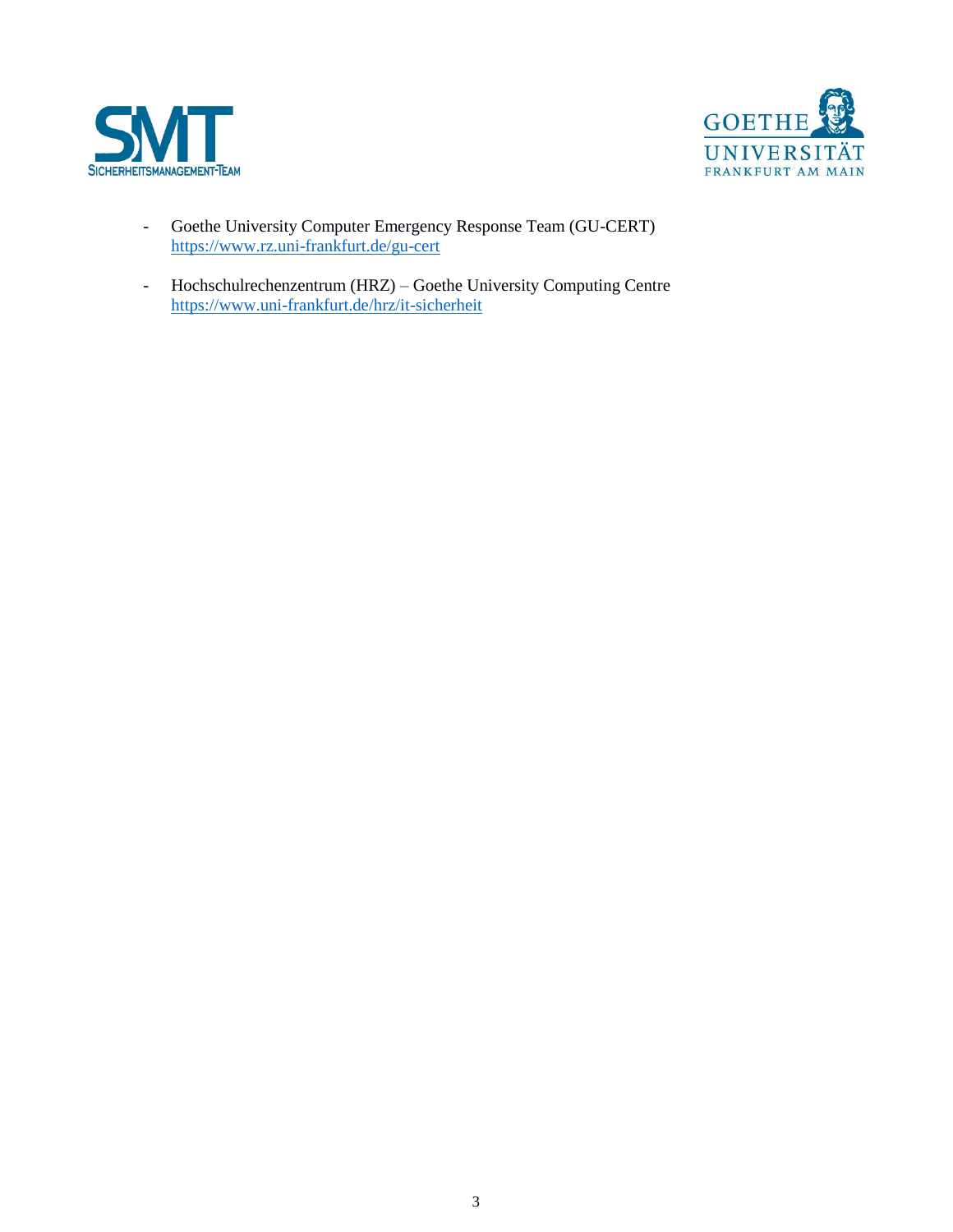- Goethe University Computer Emergency Response Team (GU-CERT)
  https://www.rz.uni-frankfurt.de/gu-cert

- Hochschulrechenzentrum (HRZ) – Goethe University Computing Centre
  https://www.uni-frankfurt.de/hrz/it-sicherheit